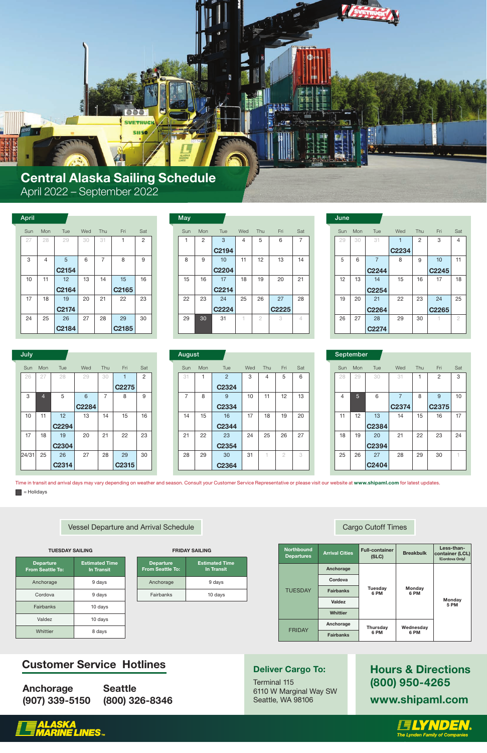# Central Alaska Sailing Schedule

April 2022 – September 2022

## April

| Sun | Mon | Tue | Wed | Thu | Fri | Sat |
|---|---|---|---|---|---|---|
| 27 | 28 | 29 | 30 | 31 | 1 | 2 |
| 3 | 4 | 5 C2154 | 6 | 7 | 8 | 9 |
| 10 | 11 | 12 C2164 | 13 | 14 | 15 C2165 | 16 |
| 17 | 18 | 19 C2174 | 20 | 21 | 22 | 23 |
| 24 | 25 | 26 C2184 | 27 | 28 | 29 C2185 | 30 |

## May

| Sun | Mon | Tue | Wed | Thu | Fri | Sat |
|---|---|---|---|---|---|---|
| 1 | 2 | 3 C2194 | 4 | 5 | 6 | 7 |
| 8 | 9 | 10 C2204 | 11 | 12 | 13 | 14 |
| 15 | 16 | 17 C2214 | 18 | 19 | 20 | 21 |
| 22 | 23 | 24 C2224 | 25 | 26 | 27 C2225 | 28 |
| 29 | 30 (Holiday) | 31 | 1 | 2 | 3 | 4 |

## June

| Sun | Mon | Tue | Wed | Thu | Fri | Sat |
|---|---|---|---|---|---|---|
| 29 | 30 | 31 | 1 C2234 | 2 | 3 | 4 |
| 5 | 6 | 7 C2244 | 8 | 9 | 10 C2245 | 11 |
| 12 | 13 | 14 C2254 | 15 | 16 | 17 | 18 |
| 19 | 20 | 21 C2264 | 22 | 23 | 24 C2265 | 25 |
| 26 | 27 | 28 C2274 | 29 | 30 | 1 | 2 |

## July

| Sun | Mon | Tue | Wed | Thu | Fri | Sat |
|---|---|---|---|---|---|---|
| 26 | 27 | 28 | 29 | 30 | 1 C2275 | 2 |
| 3 | 4 (Holiday) | 5 | 6 C2284 | 7 | 8 | 9 |
| 10 | 11 | 12 C2294 | 13 | 14 | 15 | 16 |
| 17 | 18 | 19 C2304 | 20 | 21 | 22 | 23 |
| 24/31 | 25 | 26 C2314 | 27 | 28 | 29 C2315 | 30 |

## August

| Sun | Mon | Tue | Wed | Thu | Fri | Sat |
|---|---|---|---|---|---|---|
| 31 | 1 | 2 C2324 | 3 | 4 | 5 | 6 |
| 7 | 8 | 9 C2334 | 10 | 11 | 12 | 13 |
| 14 | 15 | 16 C2344 | 17 | 18 | 19 | 20 |
| 21 | 22 | 23 C2354 | 24 | 25 | 26 | 27 |
| 28 | 29 | 30 C2364 | 31 | 1 | 2 | 3 |

## September

| Sun | Mon | Tue | Wed | Thu | Fri | Sat |
|---|---|---|---|---|---|---|
| 28 | 29 | 30 | 31 | 1 | 2 | 3 |
| 4 | 5 (Holiday) | 6 | 7 C2374 | 8 | 9 C2375 | 10 |
| 11 | 12 | 13 C2384 | 14 | 15 | 16 | 17 |
| 18 | 19 | 20 C2394 | 21 | 22 | 23 | 24 |
| 25 | 26 | 27 C2404 | 28 | 29 | 30 | 1 |

Time in transit and arrival days may vary depending on weather and season. Consult your Customer Service Representative or please visit our website at **www.shipaml.com** for latest updates.

■ = Holidays

## Vessel Departure and Arrival Schedule

**TUESDAY SAILING**

| Departure From Seattle To: | Estimated Time In Transit |
|---|---|
| Anchorage | 9 days |
| Cordova | 9 days |
| Fairbanks | 10 days |
| Valdez | 10 days |
| Whittier | 8 days |

**FRIDAY SAILING**

| Departure From Seattle To: | Estimated Time In Transit |
|---|---|
| Anchorage | 9 days |
| Fairbanks | 10 days |

## Cargo Cutoff Times

| Northbound Departures | Arrival Cities | Full-container (SLC) | Breakbulk | Less-than-container (LCL) (Cordova Only) |
|---|---|---|---|---|
| TUESDAY | Anchorage | Tuesday 6 PM | Monday 6 PM | Monday 5 PM |
| | Cordova | | | |
| | Fairbanks | | | |
| | Valdez | | | |
| | Whittier | | | |
| FRIDAY | Anchorage | Thursday 6 PM | Wednesday 6 PM | |
| | Fairbanks | | | |

## Customer Service Hotlines

**Anchorage**
**(907) 339-5150**

**Seattle**
**(800) 326-8346**

## Deliver Cargo To:

Terminal 115
6110 W Marginal Way SW
Seattle, WA 98106

## Hours & Directions

**(800) 950-4265**

**www.shipaml.com**

ALASKA MARINE LINES™

LYNDEN The Lynden Family of Companies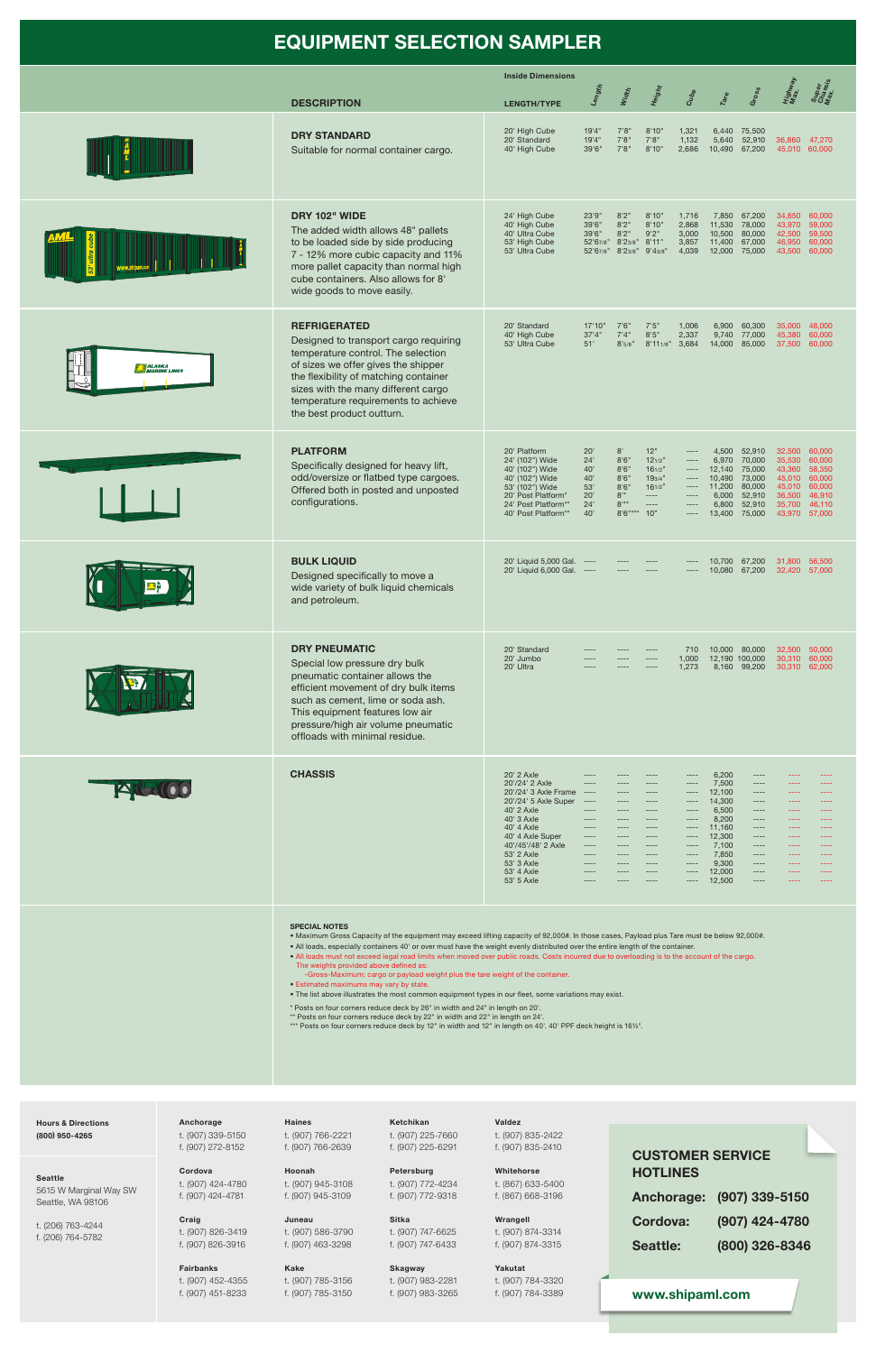# EQUIPMENT SELECTION SAMPLER

| DESCRIPTION | Inside Dimensions LENGTH/TYPE | Length | Width | Height | Cube | Tare | Gross | Highway Max. | Super Chassis Max. |
|---|---|---|---|---|---|---|---|---|---|
| **DRY STANDARD** Suitable for normal container cargo. | 20' High Cube | 19'4" | 7'8" | 8'10" | 1,321 | 6,440 | 75,500 | | |
| | 20' Standard | 19'4" | 7'8" | 7'8" | 1,132 | 5,640 | 52,910 | 36,860 | 47,270 |
| | 40' High Cube | 39'6" | 7'8" | 8'10" | 2,686 | 10,490 | 67,200 | 45,010 | 60,000 |
| **DRY 102" WIDE** The added width allows 48" pallets to be loaded side by side producing 7 - 12% more cubic capacity and 11% more pallet capacity than normal high cube containers. Also allows for 8' wide goods to move easily. | 24' High Cube | 23'9" | 8'2" | 8'10" | 1,716 | 7,850 | 67,200 | 34,650 | 60,000 |
| | 40' High Cube | 39'6" | 8'2" | 8'10" | 2,868 | 11,530 | 78,000 | 43,970 | 59,000 |
| | 40' Ultra Cube | 39'6" | 8'2" | 9'2" | 3,000 | 10,500 | 80,000 | 42,500 | 59,500 |
| | 53' High Cube | 52'6⅞" | 8'2⅜" | 8'11" | 3,857 | 11,400 | 67,000 | 46,950 | 60,000 |
| | 53' Ultra Cube | 52'6⅞" | 8'2⅜" | 9'4⅜" | 4,039 | 12,000 | 75,000 | 43,500 | 60,000 |
| **REFRIGERATED** Designed to transport cargo requiring temperature control. The selection of sizes we offer gives the shipper the flexibility of matching container sizes with the many different cargo temperature requirements to achieve the best product outturn. | 20' Standard | 17'10" | 7'6" | 7'5" | 1,006 | 6,900 | 60,300 | 35,000 | 48,000 |
| | 40' High Cube | 37'4" | 7'4" | 8'5" | 2,337 | 9,740 | 77,000 | 45,380 | 60,000 |
| | 53' Ultra Cube | 51' | 8'⅝" | 8'11⅛" | 3,684 | 14,000 | 85,000 | 37,500 | 60,000 |
| **PLATFORM** Specifically designed for heavy lift, odd/oversize or flatbed type cargoes. Offered both in posted and unposted configurations. | 20' Platform | 20' | 8' | 12" | ---- | 4,500 | 52,910 | 32,500 | 60,000 |
| | 24' (102") Wide | 24' | 8'6" | 12½" | ---- | 6,970 | 70,000 | 35,530 | 60,000 |
| | 40' (102") Wide | 40' | 8'6" | 16½" | ---- | 12,140 | 75,000 | 43,360 | 58,350 |
| | 40' (102") Wide | 40' | 8'6" | 19¾" | ---- | 10,490 | 73,000 | 45,010 | 60,000 |
| | 53' (102") Wide | 53' | 8'6" | 16½" | ---- | 11,200 | 80,000 | 45,010 | 60,000 |
| | 20' Post Platform* | 20' | 8'' | ---- | ---- | 6,000 | 52,910 | 36,500 | 46,910 |
| | 24' Post Platform** | 24' | 8''' | ---- | ---- | 6,800 | 52,910 | 35,700 | 46,110 |
| | 40' Post Platform** | 40' | 8'6"*** | 10" | ---- | 13,400 | 75,000 | 43,970 | 57,000 |
| **BULK LIQUID** Designed specifically to move a wide variety of bulk liquid chemicals and petroleum. | 20' Liquid 5,000 Gal. | ---- | ---- | ---- | ---- | 10,700 | 67,200 | 31,800 | 56,500 |
| | 20' Liquid 6,000 Gal. | ---- | ---- | ---- | ---- | 10,080 | 67,200 | 32,420 | 57,000 |
| **DRY PNEUMATIC** Special low pressure dry bulk pneumatic container allows the efficient movement of dry bulk items such as cement, lime or soda ash. This equipment features low air pressure/high air volume pneumatic offloads with minimal residue. | 20' Standard | ---- | ---- | ---- | 710 | 10,000 | 80,000 | 32,500 | 50,000 |
| | 20' Jumbo | ---- | ---- | ---- | 1,000 | 12,190 | 100,000 | 30,310 | 60,000 |
| | 20' Ultra | ---- | ---- | ---- | 1,273 | 8,160 | 99,200 | 30,310 | 62,000 |
| **CHASSIS** | 20' 2 Axle | ---- | ---- | ---- | ---- | 6,200 | ---- | ---- | ---- |
| | 20'/24' 2 Axle | ---- | ---- | ---- | ---- | 7,500 | ---- | ---- | ---- |
| | 20'/24' 3 Axle Frame | ---- | ---- | ---- | ---- | 12,100 | ---- | ---- | ---- |
| | 20'/24' 5 Axle Super | ---- | ---- | ---- | ---- | 14,300 | ---- | ---- | ---- |
| | 40' 2 Axle | ---- | ---- | ---- | ---- | 6,500 | ---- | ---- | ---- |
| | 40' 3 Axle | ---- | ---- | ---- | ---- | 8,200 | ---- | ---- | ---- |
| | 40' 4 Axle | ---- | ---- | ---- | ---- | 11,160 | ---- | ---- | ---- |
| | 40' 4 Axle Super | ---- | ---- | ---- | ---- | 12,300 | ---- | ---- | ---- |
| | 40'/45'/48' 2 Axle | ---- | ---- | ---- | ---- | 7,100 | ---- | ---- | ---- |
| | 53' 2 Axle | ---- | ---- | ---- | ---- | 7,850 | ---- | ---- | ---- |
| | 53' 3 Axle | ---- | ---- | ---- | ---- | 9,300 | ---- | ---- | ---- |
| | 53' 4 Axle | ---- | ---- | ---- | ---- | 12,000 | ---- | ---- | ---- |
| | 53' 5 Axle | ---- | ---- | ---- | ---- | 12,500 | ---- | ---- | ---- |

**SPECIAL NOTES**

- Maximum Gross Capacity of the equipment may exceed lifting capacity of 92,000#. In those cases, Payload plus Tare must be below 92,000#.
- All loads, especially containers 40' or over must have the weight evenly distributed over the entire length of the container.
- All loads must not exceed legal road limits when moved over public roads. Costs incurred due to overloading is to the account of the cargo. The weights provided above defined as:
  - -Gross-Maximum; cargo or payload weight plus the tare weight of the container.
- Estimated maximums may vary by state.
- The list above illustrates the most common equipment types in our fleet, some variations may exist.

\* Posts on four corners reduce deck by 26" in width and 24" in length on 20'.
\** Posts on four corners reduce deck by 22" in width and 22" in length on 24'.
\*** Posts on four corners reduce deck by 12" in width and 12" in length on 40'. 40' PPF deck height is 16½".

**Hours & Directions**
**(800) 950-4265**

**Seattle**
5615 W Marginal Way SW
Seattle, WA 98106

t. (206) 763-4244
f. (206) 764-5782

**Anchorage**
t. (907) 339-5150
f. (907) 272-8152

**Cordova**
t. (907) 424-4780
f. (907) 424-4781

**Craig**
t. (907) 826-3419
f. (907) 826-3916

**Fairbanks**
t. (907) 452-4355
f. (907) 451-8233

**Haines**
t. (907) 766-2221
f. (907) 766-2639

**Hoonah**
t. (907) 945-3108
f. (907) 945-3109

**Juneau**
t. (907) 586-3790
f. (907) 463-3298

**Kake**
t. (907) 785-3156
f. (907) 785-3150

**Ketchikan**
t. (907) 225-7660
f. (907) 225-6291

**Petersburg**
t. (907) 772-4234
f. (907) 772-9318

**Sitka**
t. (907) 747-6625
f. (907) 747-6433

**Skagway**
t. (907) 983-2281
f. (907) 983-3265

**Valdez**
t. (907) 835-2422
f. (907) 835-2410

**Whitehorse**
t. (867) 633-5400
f. (867) 668-3196

**Wrangell**
t. (907) 874-3314
f. (907) 874-3315

**Yakutat**
t. (907) 784-3320
f. (907) 784-3389

## CUSTOMER SERVICE HOTLINES

**Anchorage:** (907) 339-5150
**Cordova:** (907) 424-4780
**Seattle:** (800) 326-8346

**www.shipaml.com**